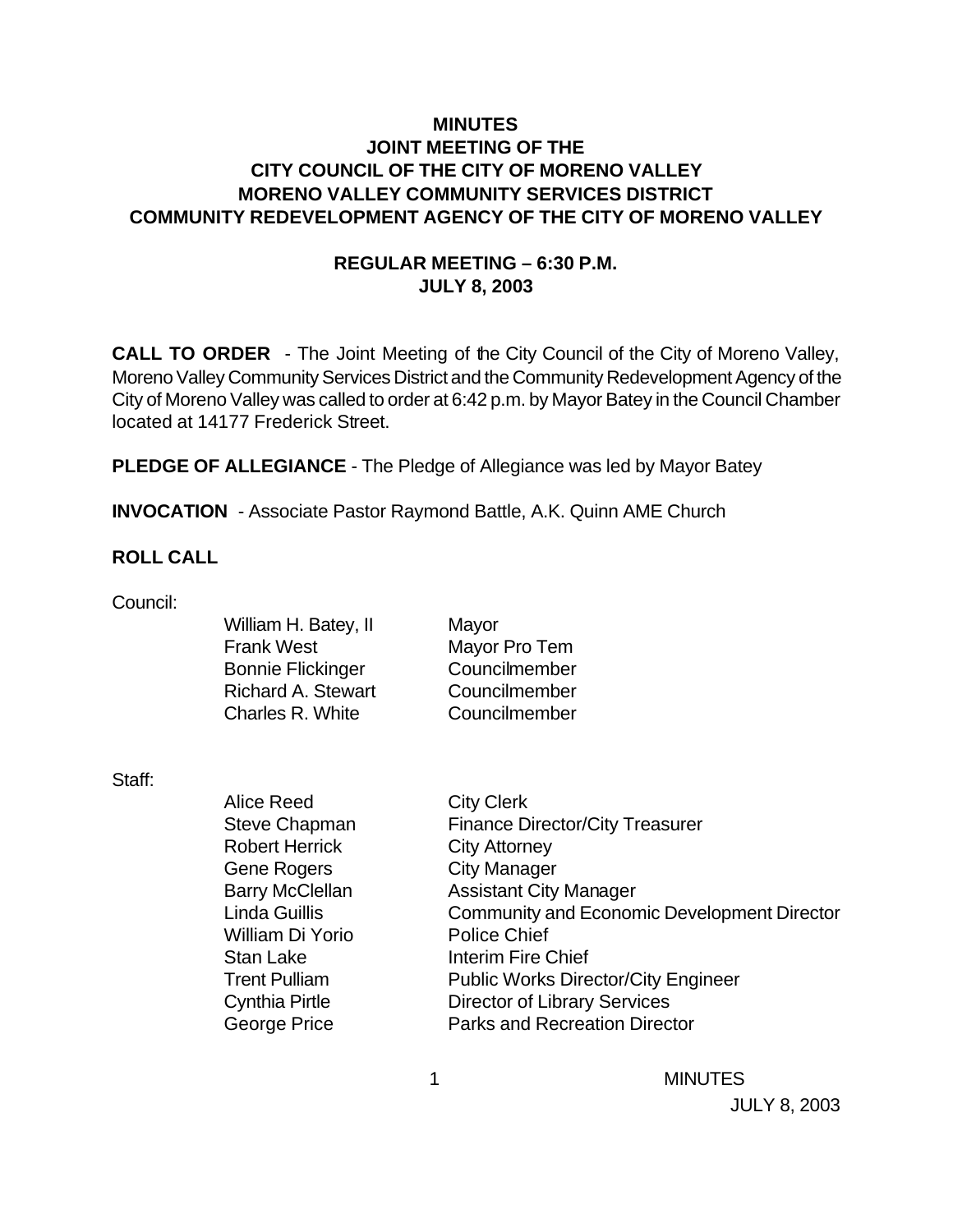# MINUTES
## JOINT MEETING OF THE
## CITY COUNCIL OF THE CITY OF MORENO VALLEY
## MORENO VALLEY COMMUNITY SERVICES DISTRICT
## COMMUNITY REDEVELOPMENT AGENCY OF THE CITY OF MORENO VALLEY

### REGULAR MEETING – 6:30 P.M.
### JULY 8, 2003

**CALL TO ORDER** - The Joint Meeting of the City Council of the City of Moreno Valley, Moreno Valley Community Services District and the Community Redevelopment Agency of the City of Moreno Valley was called to order at 6:42 p.m. by Mayor Batey in the Council Chamber located at 14177 Frederick Street.

**PLEDGE OF ALLEGIANCE** - The Pledge of Allegiance was led by Mayor Batey

**INVOCATION** - Associate Pastor Raymond Battle, A.K. Quinn AME Church

**ROLL CALL**

Council:

| | |
|---|---|
| William H. Batey, II | Mayor |
| Frank West | Mayor Pro Tem |
| Bonnie Flickinger | Councilmember |
| Richard A. Stewart | Councilmember |
| Charles R. White | Councilmember |

Staff:

| | |
|---|---|
| Alice Reed | City Clerk |
| Steve Chapman | Finance Director/City Treasurer |
| Robert Herrick | City Attorney |
| Gene Rogers | City Manager |
| Barry McClellan | Assistant City Manager |
| Linda Guillis | Community and Economic Development Director |
| William Di Yorio | Police Chief |
| Stan Lake | Interim Fire Chief |
| Trent Pulliam | Public Works Director/City Engineer |
| Cynthia Pirtle | Director of Library Services |
| George Price | Parks and Recreation Director |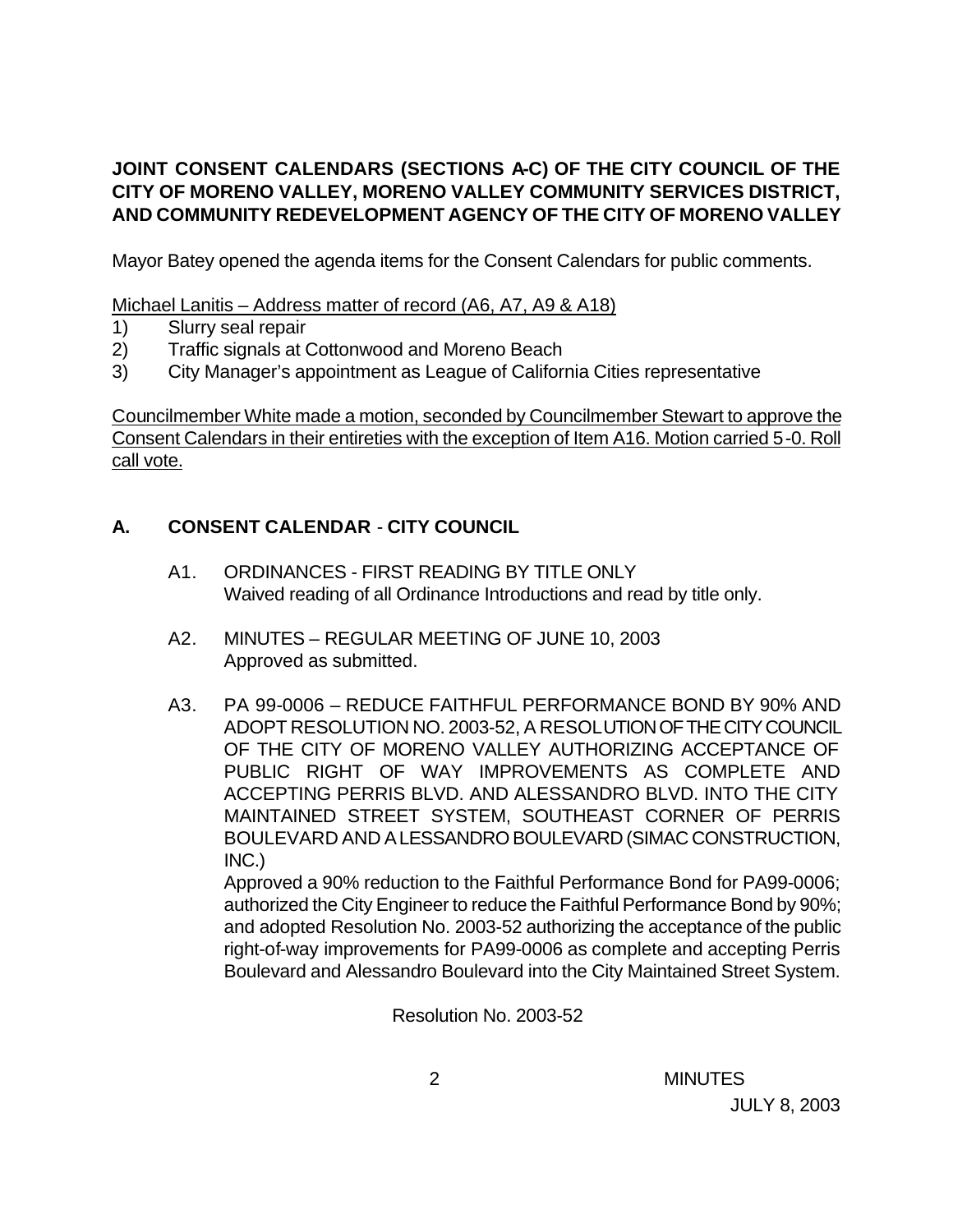**JOINT CONSENT CALENDARS (SECTIONS A-C) OF THE CITY COUNCIL OF THE CITY OF MORENO VALLEY, MORENO VALLEY COMMUNITY SERVICES DISTRICT, AND COMMUNITY REDEVELOPMENT AGENCY OF THE CITY OF MORENO VALLEY**

Mayor Batey opened the agenda items for the Consent Calendars for public comments.

Michael Lanitis – Address matter of record (A6, A7, A9 & A18)

1) Slurry seal repair
2) Traffic signals at Cottonwood and Moreno Beach
3) City Manager's appointment as League of California Cities representative

Councilmember White made a motion, seconded by Councilmember Stewart to approve the Consent Calendars in their entireties with the exception of Item A16. Motion carried 5-0. Roll call vote.

## A. CONSENT CALENDAR - CITY COUNCIL

A1. ORDINANCES - FIRST READING BY TITLE ONLY
Waived reading of all Ordinance Introductions and read by title only.

A2. MINUTES – REGULAR MEETING OF JUNE 10, 2003
Approved as submitted.

A3. PA 99-0006 – REDUCE FAITHFUL PERFORMANCE BOND BY 90% AND ADOPT RESOLUTION NO. 2003-52, A RESOLUTION OF THE CITY COUNCIL OF THE CITY OF MORENO VALLEY AUTHORIZING ACCEPTANCE OF PUBLIC RIGHT OF WAY IMPROVEMENTS AS COMPLETE AND ACCEPTING PERRIS BLVD. AND ALESSANDRO BLVD. INTO THE CITY MAINTAINED STREET SYSTEM, SOUTHEAST CORNER OF PERRIS BOULEVARD AND ALESSANDRO BOULEVARD (SIMAC CONSTRUCTION, INC.)
Approved a 90% reduction to the Faithful Performance Bond for PA99-0006; authorized the City Engineer to reduce the Faithful Performance Bond by 90%; and adopted Resolution No. 2003-52 authorizing the acceptance of the public right-of-way improvements for PA99-0006 as complete and accepting Perris Boulevard and Alessandro Boulevard into the City Maintained Street System.

Resolution No. 2003-52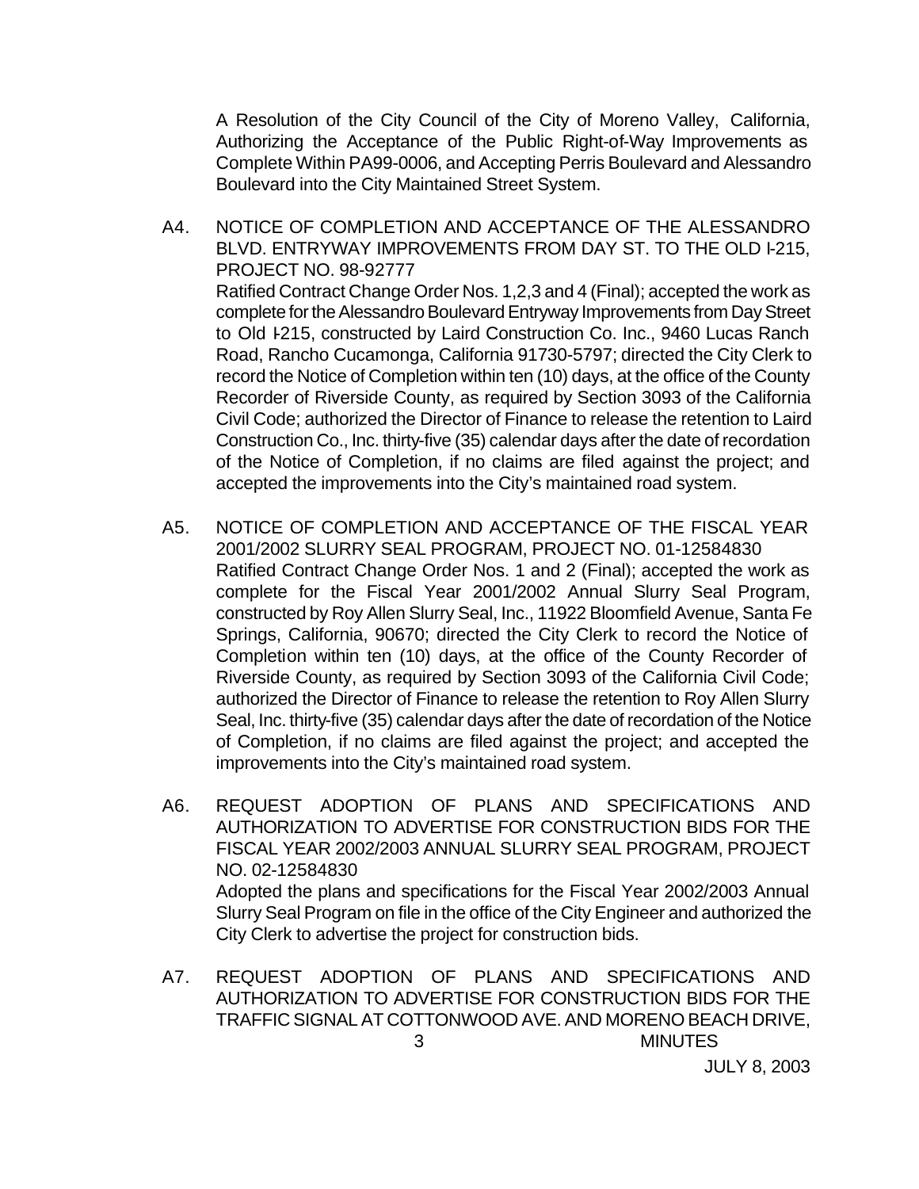A Resolution of the City Council of the City of Moreno Valley, California, Authorizing the Acceptance of the Public Right-of-Way Improvements as Complete Within PA99-0006, and Accepting Perris Boulevard and Alessandro Boulevard into the City Maintained Street System.

A4. NOTICE OF COMPLETION AND ACCEPTANCE OF THE ALESSANDRO BLVD. ENTRYWAY IMPROVEMENTS FROM DAY ST. TO THE OLD I-215, PROJECT NO. 98-92777

Ratified Contract Change Order Nos. 1,2,3 and 4 (Final); accepted the work as complete for the Alessandro Boulevard Entryway Improvements from Day Street to Old I-215, constructed by Laird Construction Co. Inc., 9460 Lucas Ranch Road, Rancho Cucamonga, California 91730-5797; directed the City Clerk to record the Notice of Completion within ten (10) days, at the office of the County Recorder of Riverside County, as required by Section 3093 of the California Civil Code; authorized the Director of Finance to release the retention to Laird Construction Co., Inc. thirty-five (35) calendar days after the date of recordation of the Notice of Completion, if no claims are filed against the project; and accepted the improvements into the City's maintained road system.

A5. NOTICE OF COMPLETION AND ACCEPTANCE OF THE FISCAL YEAR 2001/2002 SLURRY SEAL PROGRAM, PROJECT NO. 01-12584830

Ratified Contract Change Order Nos. 1 and 2 (Final); accepted the work as complete for the Fiscal Year 2001/2002 Annual Slurry Seal Program, constructed by Roy Allen Slurry Seal, Inc., 11922 Bloomfield Avenue, Santa Fe Springs, California, 90670; directed the City Clerk to record the Notice of Completion within ten (10) days, at the office of the County Recorder of Riverside County, as required by Section 3093 of the California Civil Code; authorized the Director of Finance to release the retention to Roy Allen Slurry Seal, Inc. thirty-five (35) calendar days after the date of recordation of the Notice of Completion, if no claims are filed against the project; and accepted the improvements into the City's maintained road system.

A6. REQUEST ADOPTION OF PLANS AND SPECIFICATIONS AND AUTHORIZATION TO ADVERTISE FOR CONSTRUCTION BIDS FOR THE FISCAL YEAR 2002/2003 ANNUAL SLURRY SEAL PROGRAM, PROJECT NO. 02-12584830

Adopted the plans and specifications for the Fiscal Year 2002/2003 Annual Slurry Seal Program on file in the office of the City Engineer and authorized the City Clerk to advertise the project for construction bids.

A7. REQUEST ADOPTION OF PLANS AND SPECIFICATIONS AND AUTHORIZATION TO ADVERTISE FOR CONSTRUCTION BIDS FOR THE TRAFFIC SIGNAL AT COTTONWOOD AVE. AND MORENO BEACH DRIVE,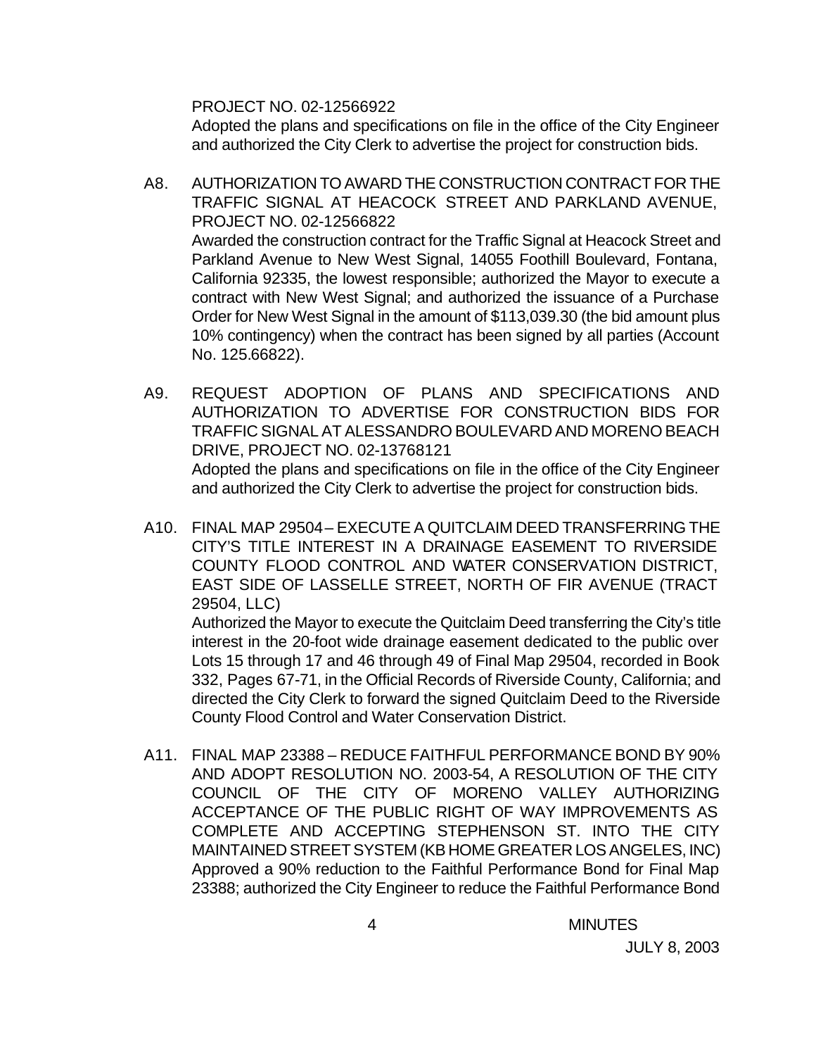PROJECT NO. 02-12566922

Adopted the plans and specifications on file in the office of the City Engineer and authorized the City Clerk to advertise the project for construction bids.

A8. AUTHORIZATION TO AWARD THE CONSTRUCTION CONTRACT FOR THE TRAFFIC SIGNAL AT HEACOCK STREET AND PARKLAND AVENUE, PROJECT NO. 02-12566822

Awarded the construction contract for the Traffic Signal at Heacock Street and Parkland Avenue to New West Signal, 14055 Foothill Boulevard, Fontana, California 92335, the lowest responsible; authorized the Mayor to execute a contract with New West Signal; and authorized the issuance of a Purchase Order for New West Signal in the amount of $113,039.30 (the bid amount plus 10% contingency) when the contract has been signed by all parties (Account No. 125.66822).

A9. REQUEST ADOPTION OF PLANS AND SPECIFICATIONS AND AUTHORIZATION TO ADVERTISE FOR CONSTRUCTION BIDS FOR TRAFFIC SIGNAL AT ALESSANDRO BOULEVARD AND MORENO BEACH DRIVE, PROJECT NO. 02-13768121

Adopted the plans and specifications on file in the office of the City Engineer and authorized the City Clerk to advertise the project for construction bids.

A10. FINAL MAP 29504 – EXECUTE A QUITCLAIM DEED TRANSFERRING THE CITY'S TITLE INTEREST IN A DRAINAGE EASEMENT TO RIVERSIDE COUNTY FLOOD CONTROL AND WATER CONSERVATION DISTRICT, EAST SIDE OF LASSELLE STREET, NORTH OF FIR AVENUE (TRACT 29504, LLC)

Authorized the Mayor to execute the Quitclaim Deed transferring the City's title interest in the 20-foot wide drainage easement dedicated to the public over Lots 15 through 17 and 46 through 49 of Final Map 29504, recorded in Book 332, Pages 67-71, in the Official Records of Riverside County, California; and directed the City Clerk to forward the signed Quitclaim Deed to the Riverside County Flood Control and Water Conservation District.

A11. FINAL MAP 23388 – REDUCE FAITHFUL PERFORMANCE BOND BY 90% AND ADOPT RESOLUTION NO. 2003-54, A RESOLUTION OF THE CITY COUNCIL OF THE CITY OF MORENO VALLEY AUTHORIZING ACCEPTANCE OF THE PUBLIC RIGHT OF WAY IMPROVEMENTS AS COMPLETE AND ACCEPTING STEPHENSON ST. INTO THE CITY MAINTAINED STREET SYSTEM (KB HOME GREATER LOS ANGELES, INC)

Approved a 90% reduction to the Faithful Performance Bond for Final Map 23388; authorized the City Engineer to reduce the Faithful Performance Bond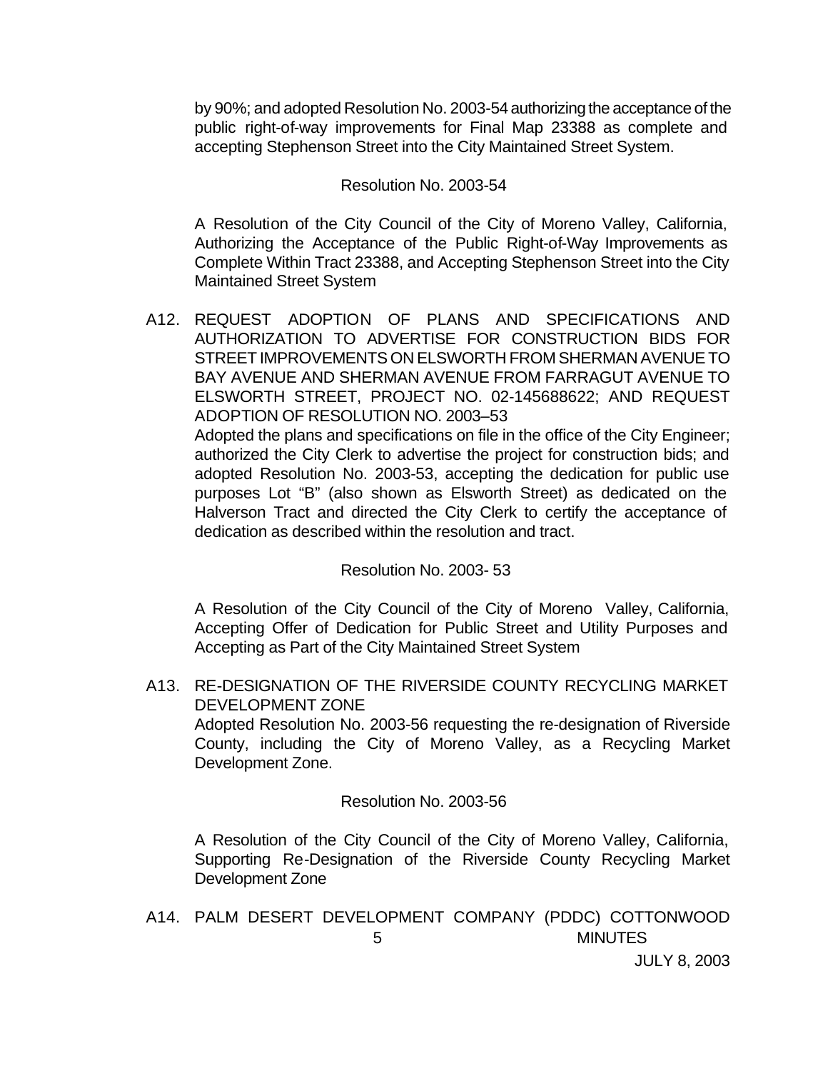by 90%; and adopted Resolution No. 2003-54 authorizing the acceptance of the public right-of-way improvements for Final Map 23388 as complete and accepting Stephenson Street into the City Maintained Street System.

Resolution No. 2003-54

A Resolution of the City Council of the City of Moreno Valley, California, Authorizing the Acceptance of the Public Right-of-Way Improvements as Complete Within Tract 23388, and Accepting Stephenson Street into the City Maintained Street System

A12. REQUEST ADOPTION OF PLANS AND SPECIFICATIONS AND AUTHORIZATION TO ADVERTISE FOR CONSTRUCTION BIDS FOR STREET IMPROVEMENTS ON ELSWORTH FROM SHERMAN AVENUE TO BAY AVENUE AND SHERMAN AVENUE FROM FARRAGUT AVENUE TO ELSWORTH STREET, PROJECT NO. 02-145688622; AND REQUEST ADOPTION OF RESOLUTION NO. 2003–53

Adopted the plans and specifications on file in the office of the City Engineer; authorized the City Clerk to advertise the project for construction bids; and adopted Resolution No. 2003-53, accepting the dedication for public use purposes Lot "B" (also shown as Elsworth Street) as dedicated on the Halverson Tract and directed the City Clerk to certify the acceptance of dedication as described within the resolution and tract.

Resolution No. 2003- 53

A Resolution of the City Council of the City of Moreno Valley, California, Accepting Offer of Dedication for Public Street and Utility Purposes and Accepting as Part of the City Maintained Street System

A13. RE-DESIGNATION OF THE RIVERSIDE COUNTY RECYCLING MARKET DEVELOPMENT ZONE

Adopted Resolution No. 2003-56 requesting the re-designation of Riverside County, including the City of Moreno Valley, as a Recycling Market Development Zone.

Resolution No. 2003-56

A Resolution of the City Council of the City of Moreno Valley, California, Supporting Re-Designation of the Riverside County Recycling Market Development Zone

A14. PALM DESERT DEVELOPMENT COMPANY (PDDC) COTTONWOOD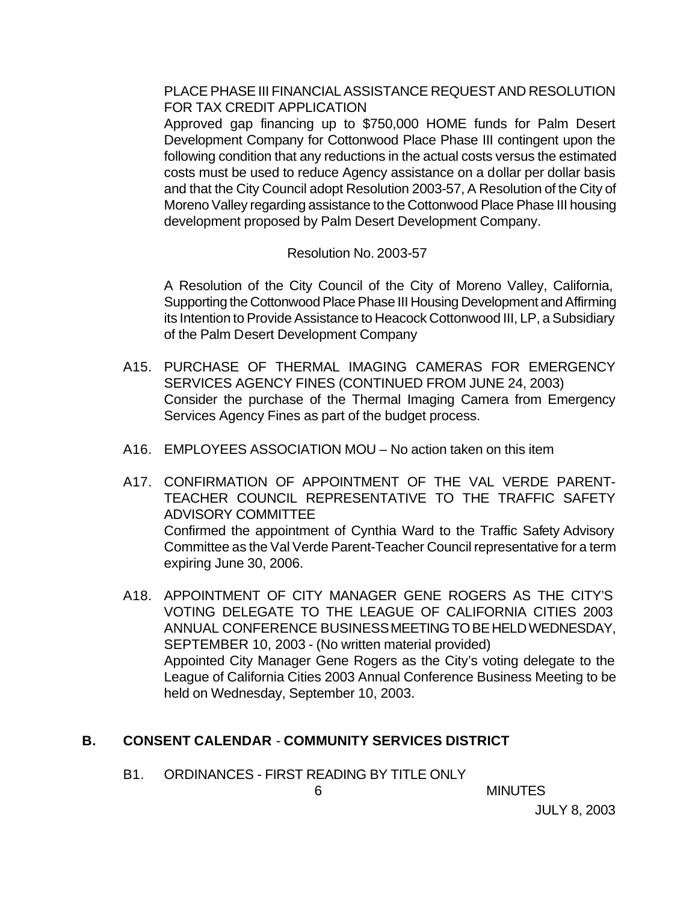PLACE PHASE III FINANCIAL ASSISTANCE REQUEST AND RESOLUTION FOR TAX CREDIT APPLICATION

Approved gap financing up to $750,000 HOME funds for Palm Desert Development Company for Cottonwood Place Phase III contingent upon the following condition that any reductions in the actual costs versus the estimated costs must be used to reduce Agency assistance on a dollar per dollar basis and that the City Council adopt Resolution 2003-57, A Resolution of the City of Moreno Valley regarding assistance to the Cottonwood Place Phase III housing development proposed by Palm Desert Development Company.

Resolution No. 2003-57

A Resolution of the City Council of the City of Moreno Valley, California, Supporting the Cottonwood Place Phase III Housing Development and Affirming its Intention to Provide Assistance to Heacock Cottonwood III, LP, a Subsidiary of the Palm Desert Development Company

A15. PURCHASE OF THERMAL IMAGING CAMERAS FOR EMERGENCY SERVICES AGENCY FINES (CONTINUED FROM JUNE 24, 2003)
Consider the purchase of the Thermal Imaging Camera from Emergency Services Agency Fines as part of the budget process.

A16. EMPLOYEES ASSOCIATION MOU – No action taken on this item

A17. CONFIRMATION OF APPOINTMENT OF THE VAL VERDE PARENT-TEACHER COUNCIL REPRESENTATIVE TO THE TRAFFIC SAFETY ADVISORY COMMITTEE
Confirmed the appointment of Cynthia Ward to the Traffic Safety Advisory Committee as the Val Verde Parent-Teacher Council representative for a term expiring June 30, 2006.

A18. APPOINTMENT OF CITY MANAGER GENE ROGERS AS THE CITY'S VOTING DELEGATE TO THE LEAGUE OF CALIFORNIA CITIES 2003 ANNUAL CONFERENCE BUSINESS MEETING TO BE HELD WEDNESDAY, SEPTEMBER 10, 2003 - (No written material provided)
Appointed City Manager Gene Rogers as the City's voting delegate to the League of California Cities 2003 Annual Conference Business Meeting to be held on Wednesday, September 10, 2003.

## B. CONSENT CALENDAR - COMMUNITY SERVICES DISTRICT

B1. ORDINANCES - FIRST READING BY TITLE ONLY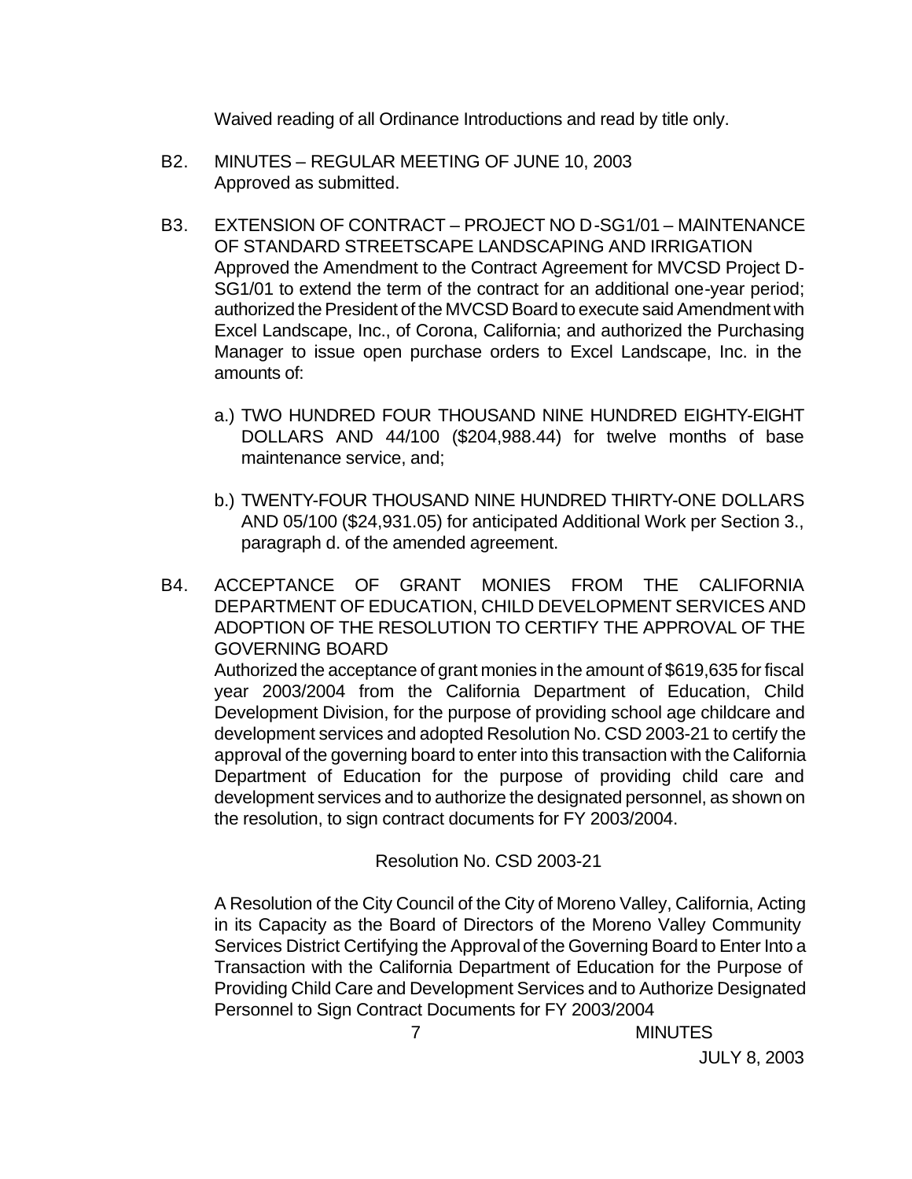Waived reading of all Ordinance Introductions and read by title only.

B2. MINUTES – REGULAR MEETING OF JUNE 10, 2003
Approved as submitted.

B3. EXTENSION OF CONTRACT – PROJECT NO D-SG1/01 – MAINTENANCE OF STANDARD STREETSCAPE LANDSCAPING AND IRRIGATION
Approved the Amendment to the Contract Agreement for MVCSD Project D-SG1/01 to extend the term of the contract for an additional one-year period; authorized the President of the MVCSD Board to execute said Amendment with Excel Landscape, Inc., of Corona, California; and authorized the Purchasing Manager to issue open purchase orders to Excel Landscape, Inc. in the amounts of:

a.) TWO HUNDRED FOUR THOUSAND NINE HUNDRED EIGHTY-EIGHT DOLLARS AND 44/100 ($204,988.44) for twelve months of base maintenance service, and;

b.) TWENTY-FOUR THOUSAND NINE HUNDRED THIRTY-ONE DOLLARS AND 05/100 ($24,931.05) for anticipated Additional Work per Section 3., paragraph d. of the amended agreement.

B4. ACCEPTANCE OF GRANT MONIES FROM THE CALIFORNIA DEPARTMENT OF EDUCATION, CHILD DEVELOPMENT SERVICES AND ADOPTION OF THE RESOLUTION TO CERTIFY THE APPROVAL OF THE GOVERNING BOARD
Authorized the acceptance of grant monies in the amount of $619,635 for fiscal year 2003/2004 from the California Department of Education, Child Development Division, for the purpose of providing school age childcare and development services and adopted Resolution No. CSD 2003-21 to certify the approval of the governing board to enter into this transaction with the California Department of Education for the purpose of providing child care and development services and to authorize the designated personnel, as shown on the resolution, to sign contract documents for FY 2003/2004.

Resolution No. CSD 2003-21

A Resolution of the City Council of the City of Moreno Valley, California, Acting in its Capacity as the Board of Directors of the Moreno Valley Community Services District Certifying the Approval of the Governing Board to Enter Into a Transaction with the California Department of Education for the Purpose of Providing Child Care and Development Services and to Authorize Designated Personnel to Sign Contract Documents for FY 2003/2004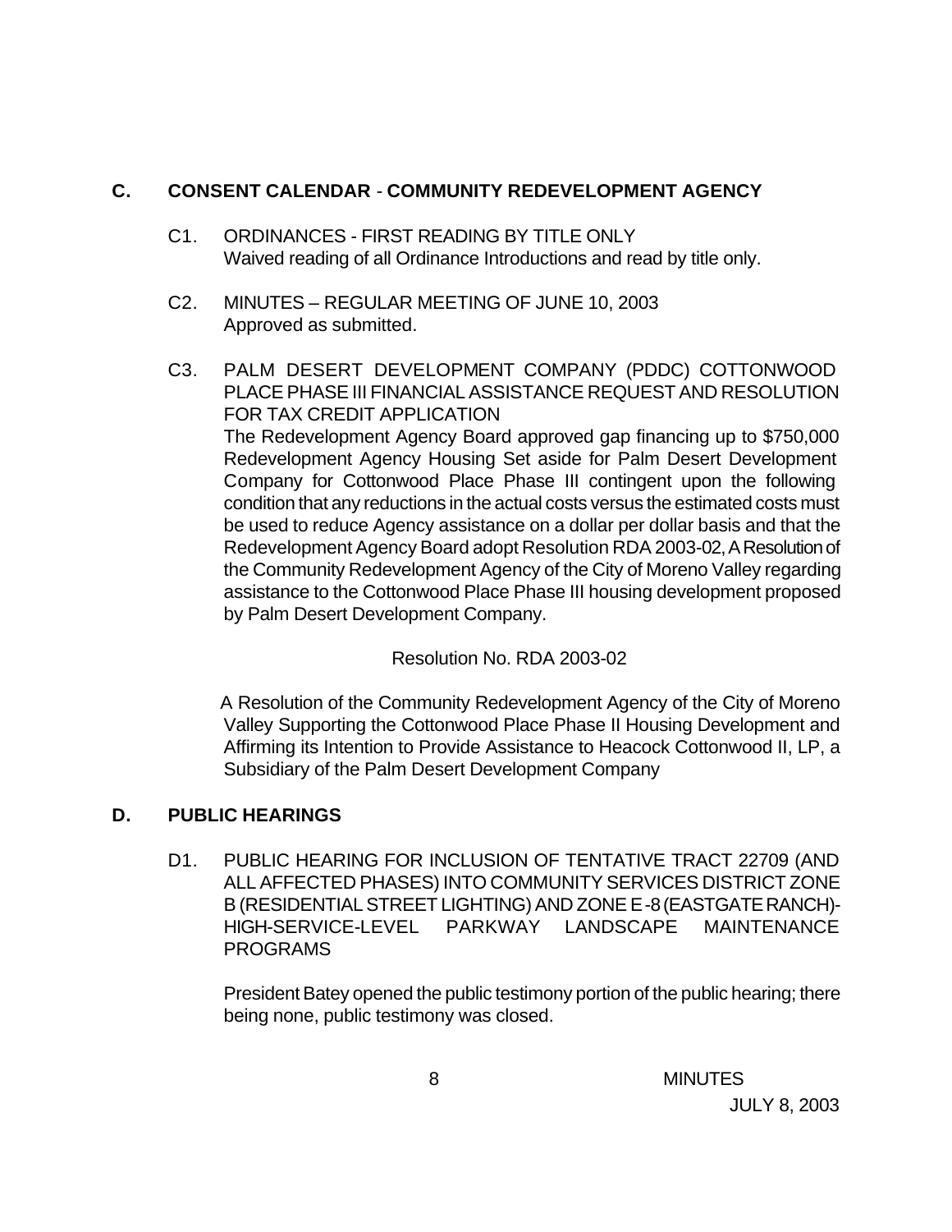## C. CONSENT CALENDAR - COMMUNITY REDEVELOPMENT AGENCY

C1. ORDINANCES - FIRST READING BY TITLE ONLY
Waived reading of all Ordinance Introductions and read by title only.

C2. MINUTES – REGULAR MEETING OF JUNE 10, 2003
Approved as submitted.

C3. PALM DESERT DEVELOPMENT COMPANY (PDDC) COTTONWOOD PLACE PHASE III FINANCIAL ASSISTANCE REQUEST AND RESOLUTION FOR TAX CREDIT APPLICATION
The Redevelopment Agency Board approved gap financing up to $750,000 Redevelopment Agency Housing Set aside for Palm Desert Development Company for Cottonwood Place Phase III contingent upon the following condition that any reductions in the actual costs versus the estimated costs must be used to reduce Agency assistance on a dollar per dollar basis and that the Redevelopment Agency Board adopt Resolution RDA 2003-02, A Resolution of the Community Redevelopment Agency of the City of Moreno Valley regarding assistance to the Cottonwood Place Phase III housing development proposed by Palm Desert Development Company.

Resolution No. RDA 2003-02

A Resolution of the Community Redevelopment Agency of the City of Moreno Valley Supporting the Cottonwood Place Phase II Housing Development and Affirming its Intention to Provide Assistance to Heacock Cottonwood II, LP, a Subsidiary of the Palm Desert Development Company

## D. PUBLIC HEARINGS

D1. PUBLIC HEARING FOR INCLUSION OF TENTATIVE TRACT 22709 (AND ALL AFFECTED PHASES) INTO COMMUNITY SERVICES DISTRICT ZONE B (RESIDENTIAL STREET LIGHTING) AND ZONE E-8 (EASTGATE RANCH)-HIGH-SERVICE-LEVEL PARKWAY LANDSCAPE MAINTENANCE PROGRAMS

President Batey opened the public testimony portion of the public hearing; there being none, public testimony was closed.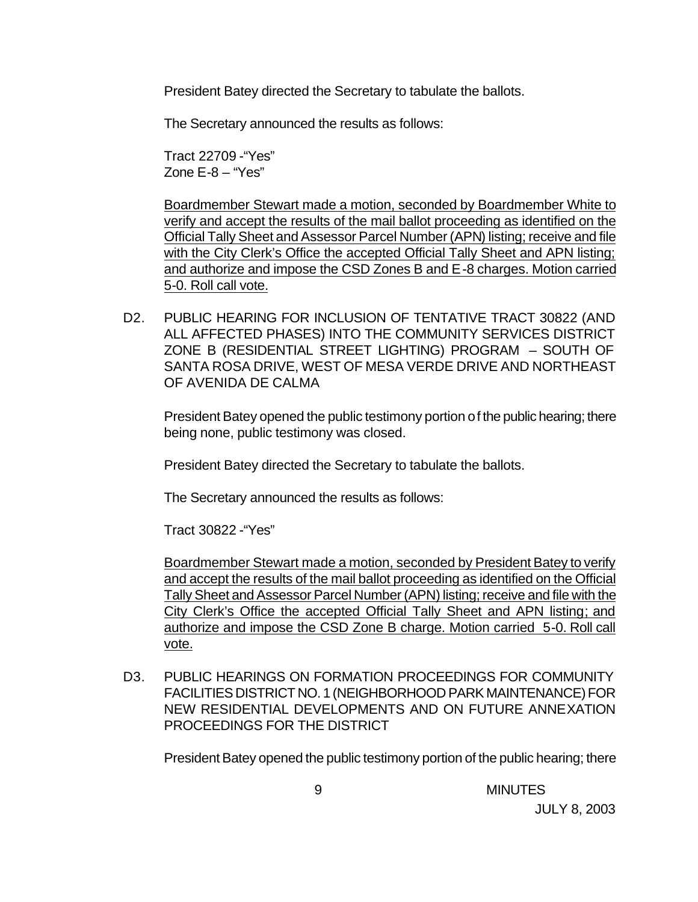President Batey directed the Secretary to tabulate the ballots.

The Secretary announced the results as follows:

Tract 22709 -"Yes"
Zone E-8 – "Yes"

<u>Boardmember Stewart made a motion, seconded by Boardmember White to verify and accept the results of the mail ballot proceeding as identified on the Official Tally Sheet and Assessor Parcel Number (APN) listing; receive and file with the City Clerk's Office the accepted Official Tally Sheet and APN listing; and authorize and impose the CSD Zones B and E-8 charges. Motion carried 5-0. Roll call vote.</u>

D2. PUBLIC HEARING FOR INCLUSION OF TENTATIVE TRACT 30822 (AND ALL AFFECTED PHASES) INTO THE COMMUNITY SERVICES DISTRICT ZONE B (RESIDENTIAL STREET LIGHTING) PROGRAM – SOUTH OF SANTA ROSA DRIVE, WEST OF MESA VERDE DRIVE AND NORTHEAST OF AVENIDA DE CALMA

President Batey opened the public testimony portion of the public hearing; there being none, public testimony was closed.

President Batey directed the Secretary to tabulate the ballots.

The Secretary announced the results as follows:

Tract 30822 -"Yes"

<u>Boardmember Stewart made a motion, seconded by President Batey to verify and accept the results of the mail ballot proceeding as identified on the Official Tally Sheet and Assessor Parcel Number (APN) listing; receive and file with the City Clerk's Office the accepted Official Tally Sheet and APN listing; and authorize and impose the CSD Zone B charge. Motion carried 5-0. Roll call vote.</u>

D3. PUBLIC HEARINGS ON FORMATION PROCEEDINGS FOR COMMUNITY FACILITIES DISTRICT NO. 1 (NEIGHBORHOOD PARK MAINTENANCE) FOR NEW RESIDENTIAL DEVELOPMENTS AND ON FUTURE ANNEXATION PROCEEDINGS FOR THE DISTRICT

President Batey opened the public testimony portion of the public hearing; there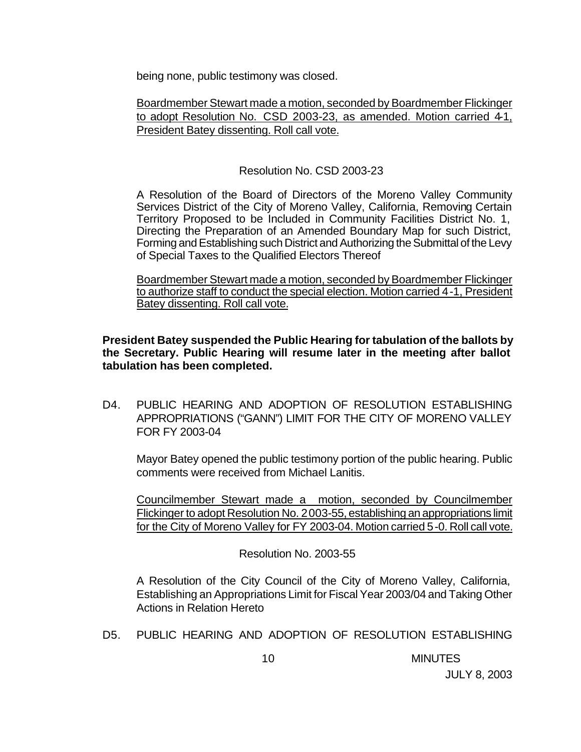being none, public testimony was closed.

Boardmember Stewart made a motion, seconded by Boardmember Flickinger to adopt Resolution No. CSD 2003-23, as amended. Motion carried 4-1, President Batey dissenting. Roll call vote.

Resolution No. CSD 2003-23

A Resolution of the Board of Directors of the Moreno Valley Community Services District of the City of Moreno Valley, California, Removing Certain Territory Proposed to be Included in Community Facilities District No. 1, Directing the Preparation of an Amended Boundary Map for such District, Forming and Establishing such District and Authorizing the Submittal of the Levy of Special Taxes to the Qualified Electors Thereof

Boardmember Stewart made a motion, seconded by Boardmember Flickinger to authorize staff to conduct the special election. Motion carried 4-1, President Batey dissenting. Roll call vote.

**President Batey suspended the Public Hearing for tabulation of the ballots by the Secretary. Public Hearing will resume later in the meeting after ballot tabulation has been completed.**

D4. PUBLIC HEARING AND ADOPTION OF RESOLUTION ESTABLISHING APPROPRIATIONS ("GANN") LIMIT FOR THE CITY OF MORENO VALLEY FOR FY 2003-04

Mayor Batey opened the public testimony portion of the public hearing. Public comments were received from Michael Lanitis.

Councilmember Stewart made a motion, seconded by Councilmember Flickinger to adopt Resolution No. 2003-55, establishing an appropriations limit for the City of Moreno Valley for FY 2003-04. Motion carried 5-0. Roll call vote.

Resolution No. 2003-55

A Resolution of the City Council of the City of Moreno Valley, California, Establishing an Appropriations Limit for Fiscal Year 2003/04 and Taking Other Actions in Relation Hereto

D5. PUBLIC HEARING AND ADOPTION OF RESOLUTION ESTABLISHING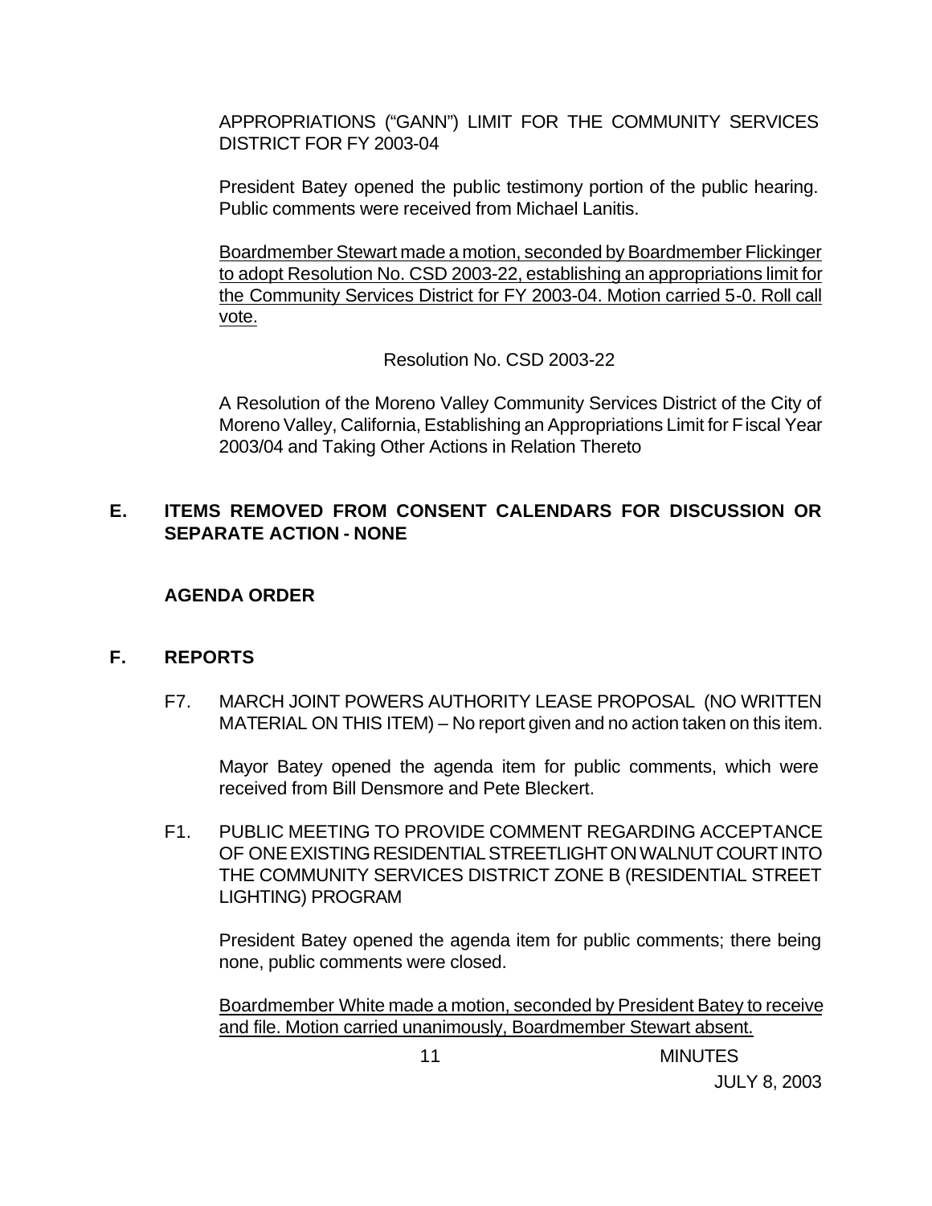APPROPRIATIONS ("GANN") LIMIT FOR THE COMMUNITY SERVICES DISTRICT FOR FY 2003-04

President Batey opened the public testimony portion of the public hearing. Public comments were received from Michael Lanitis.

Boardmember Stewart made a motion, seconded by Boardmember Flickinger to adopt Resolution No. CSD 2003-22, establishing an appropriations limit for the Community Services District for FY 2003-04. Motion carried 5-0. Roll call vote.

Resolution No. CSD 2003-22

A Resolution of the Moreno Valley Community Services District of the City of Moreno Valley, California, Establishing an Appropriations Limit for Fiscal Year 2003/04 and Taking Other Actions in Relation Thereto

## E. ITEMS REMOVED FROM CONSENT CALENDARS FOR DISCUSSION OR SEPARATE ACTION - NONE

### AGENDA ORDER

## F. REPORTS

F7. MARCH JOINT POWERS AUTHORITY LEASE PROPOSAL (NO WRITTEN MATERIAL ON THIS ITEM) – No report given and no action taken on this item.

Mayor Batey opened the agenda item for public comments, which were received from Bill Densmore and Pete Bleckert.

F1. PUBLIC MEETING TO PROVIDE COMMENT REGARDING ACCEPTANCE OF ONE EXISTING RESIDENTIAL STREETLIGHT ON WALNUT COURT INTO THE COMMUNITY SERVICES DISTRICT ZONE B (RESIDENTIAL STREET LIGHTING) PROGRAM

President Batey opened the agenda item for public comments; there being none, public comments were closed.

Boardmember White made a motion, seconded by President Batey to receive and file. Motion carried unanimously, Boardmember Stewart absent.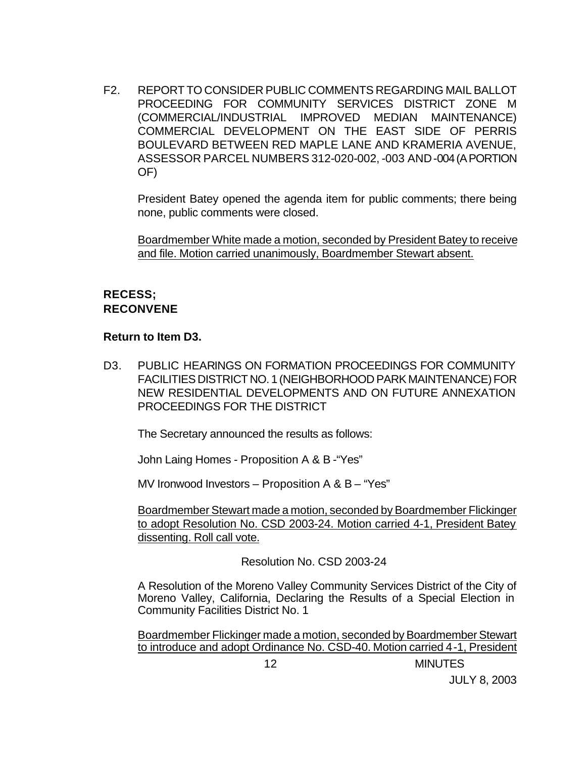F2. REPORT TO CONSIDER PUBLIC COMMENTS REGARDING MAIL BALLOT PROCEEDING FOR COMMUNITY SERVICES DISTRICT ZONE M (COMMERCIAL/INDUSTRIAL IMPROVED MEDIAN MAINTENANCE) COMMERCIAL DEVELOPMENT ON THE EAST SIDE OF PERRIS BOULEVARD BETWEEN RED MAPLE LANE AND KRAMERIA AVENUE, ASSESSOR PARCEL NUMBERS 312-020-002, -003 AND -004 (A PORTION OF)

President Batey opened the agenda item for public comments; there being none, public comments were closed.

Boardmember White made a motion, seconded by President Batey to receive and file. Motion carried unanimously, Boardmember Stewart absent.

**RECESS;**
**RECONVENE**

**Return to Item D3.**

D3. PUBLIC HEARINGS ON FORMATION PROCEEDINGS FOR COMMUNITY FACILITIES DISTRICT NO. 1 (NEIGHBORHOOD PARK MAINTENANCE) FOR NEW RESIDENTIAL DEVELOPMENTS AND ON FUTURE ANNEXATION PROCEEDINGS FOR THE DISTRICT

The Secretary announced the results as follows:

John Laing Homes - Proposition A & B -"Yes"

MV Ironwood Investors – Proposition A & B – "Yes"

Boardmember Stewart made a motion, seconded by Boardmember Flickinger to adopt Resolution No. CSD 2003-24. Motion carried 4-1, President Batey dissenting. Roll call vote.

Resolution No. CSD 2003-24

A Resolution of the Moreno Valley Community Services District of the City of Moreno Valley, California, Declaring the Results of a Special Election in Community Facilities District No. 1

Boardmember Flickinger made a motion, seconded by Boardmember Stewart to introduce and adopt Ordinance No. CSD-40. Motion carried 4-1, President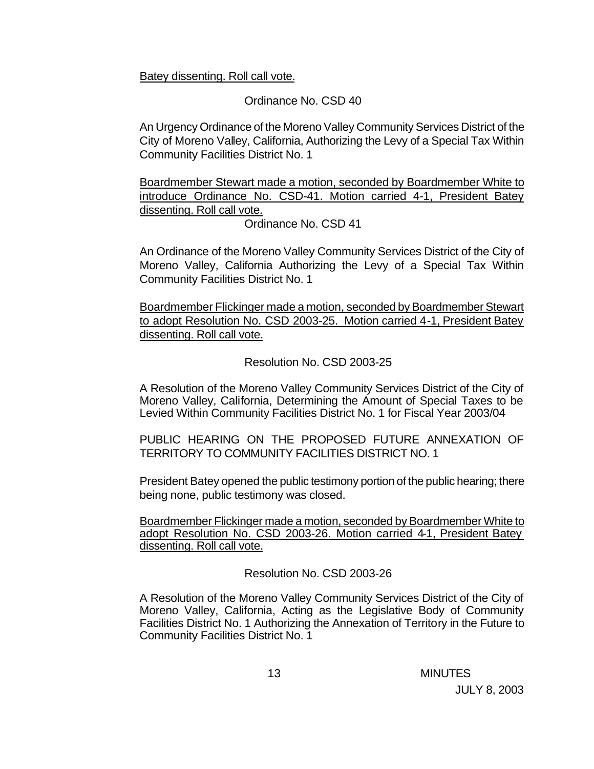Batey dissenting. Roll call vote.

Ordinance No. CSD 40

An Urgency Ordinance of the Moreno Valley Community Services District of the City of Moreno Valley, California, Authorizing the Levy of a Special Tax Within Community Facilities District No. 1

Boardmember Stewart made a motion, seconded by Boardmember White to introduce Ordinance No. CSD-41. Motion carried 4-1, President Batey dissenting. Roll call vote.

Ordinance No. CSD 41

An Ordinance of the Moreno Valley Community Services District of the City of Moreno Valley, California Authorizing the Levy of a Special Tax Within Community Facilities District No. 1

Boardmember Flickinger made a motion, seconded by Boardmember Stewart to adopt Resolution No. CSD 2003-25. Motion carried 4-1, President Batey dissenting. Roll call vote.

Resolution No. CSD 2003-25

A Resolution of the Moreno Valley Community Services District of the City of Moreno Valley, California, Determining the Amount of Special Taxes to be Levied Within Community Facilities District No. 1 for Fiscal Year 2003/04

PUBLIC HEARING ON THE PROPOSED FUTURE ANNEXATION OF TERRITORY TO COMMUNITY FACILITIES DISTRICT NO. 1

President Batey opened the public testimony portion of the public hearing; there being none, public testimony was closed.

Boardmember Flickinger made a motion, seconded by Boardmember White to adopt Resolution No. CSD 2003-26. Motion carried 4-1, President Batey dissenting. Roll call vote.

Resolution No. CSD 2003-26

A Resolution of the Moreno Valley Community Services District of the City of Moreno Valley, California, Acting as the Legislative Body of Community Facilities District No. 1 Authorizing the Annexation of Territory in the Future to Community Facilities District No. 1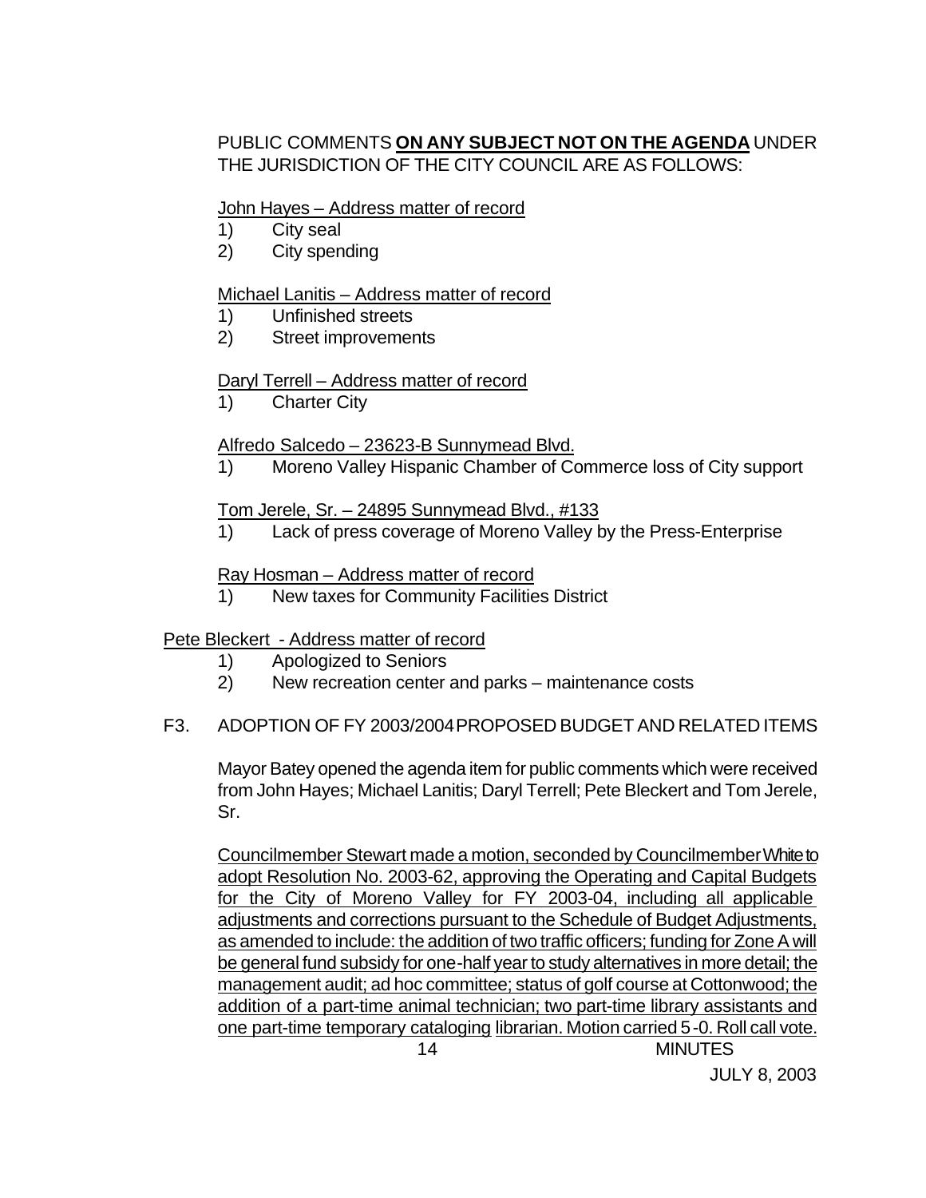PUBLIC COMMENTS **ON ANY SUBJECT NOT ON THE AGENDA** UNDER THE JURISDICTION OF THE CITY COUNCIL ARE AS FOLLOWS:

John Hayes – Address matter of record

1) City seal
2) City spending

Michael Lanitis – Address matter of record

1) Unfinished streets
2) Street improvements

Daryl Terrell – Address matter of record

1) Charter City

Alfredo Salcedo – 23623-B Sunnymead Blvd.

1) Moreno Valley Hispanic Chamber of Commerce loss of City support

Tom Jerele, Sr. – 24895 Sunnymead Blvd., #133

1) Lack of press coverage of Moreno Valley by the Press-Enterprise

Ray Hosman – Address matter of record

1) New taxes for Community Facilities District

Pete Bleckert - Address matter of record

1) Apologized to Seniors
2) New recreation center and parks – maintenance costs

F3. ADOPTION OF FY 2003/2004 PROPOSED BUDGET AND RELATED ITEMS

Mayor Batey opened the agenda item for public comments which were received from John Hayes; Michael Lanitis; Daryl Terrell; Pete Bleckert and Tom Jerele, Sr.

Councilmember Stewart made a motion, seconded by Councilmember White to adopt Resolution No. 2003-62, approving the Operating and Capital Budgets for the City of Moreno Valley for FY 2003-04, including all applicable adjustments and corrections pursuant to the Schedule of Budget Adjustments, as amended to include: the addition of two traffic officers; funding for Zone A will be general fund subsidy for one-half year to study alternatives in more detail; the management audit; ad hoc committee; status of golf course at Cottonwood; the addition of a part-time animal technician; two part-time library assistants and one part-time temporary cataloging librarian. Motion carried 5-0. Roll call vote.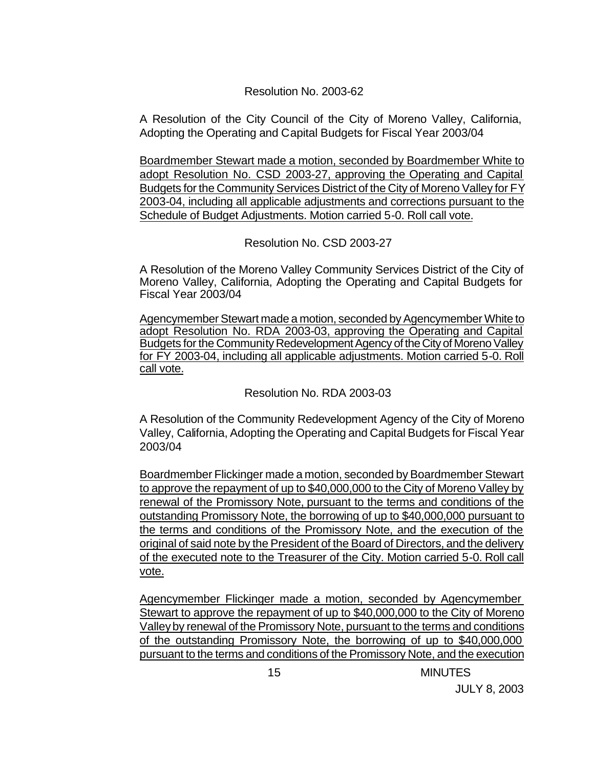Resolution No. 2003-62

A Resolution of the City Council of the City of Moreno Valley, California, Adopting the Operating and Capital Budgets for Fiscal Year 2003/04

Boardmember Stewart made a motion, seconded by Boardmember White to adopt Resolution No. CSD 2003-27, approving the Operating and Capital Budgets for the Community Services District of the City of Moreno Valley for FY 2003-04, including all applicable adjustments and corrections pursuant to the Schedule of Budget Adjustments. Motion carried 5-0. Roll call vote.

Resolution No. CSD 2003-27

A Resolution of the Moreno Valley Community Services District of the City of Moreno Valley, California, Adopting the Operating and Capital Budgets for Fiscal Year 2003/04

Agencymember Stewart made a motion, seconded by Agencymember White to adopt Resolution No. RDA 2003-03, approving the Operating and Capital Budgets for the Community Redevelopment Agency of the City of Moreno Valley for FY 2003-04, including all applicable adjustments. Motion carried 5-0. Roll call vote.

Resolution No. RDA 2003-03

A Resolution of the Community Redevelopment Agency of the City of Moreno Valley, California, Adopting the Operating and Capital Budgets for Fiscal Year 2003/04

Boardmember Flickinger made a motion, seconded by Boardmember Stewart to approve the repayment of up to $40,000,000 to the City of Moreno Valley by renewal of the Promissory Note, pursuant to the terms and conditions of the outstanding Promissory Note, the borrowing of up to $40,000,000 pursuant to the terms and conditions of the Promissory Note, and the execution of the original of said note by the President of the Board of Directors, and the delivery of the executed note to the Treasurer of the City. Motion carried 5-0. Roll call vote.

Agencymember Flickinger made a motion, seconded by Agencymember Stewart to approve the repayment of up to $40,000,000 to the City of Moreno Valley by renewal of the Promissory Note, pursuant to the terms and conditions of the outstanding Promissory Note, the borrowing of up to $40,000,000 pursuant to the terms and conditions of the Promissory Note, and the execution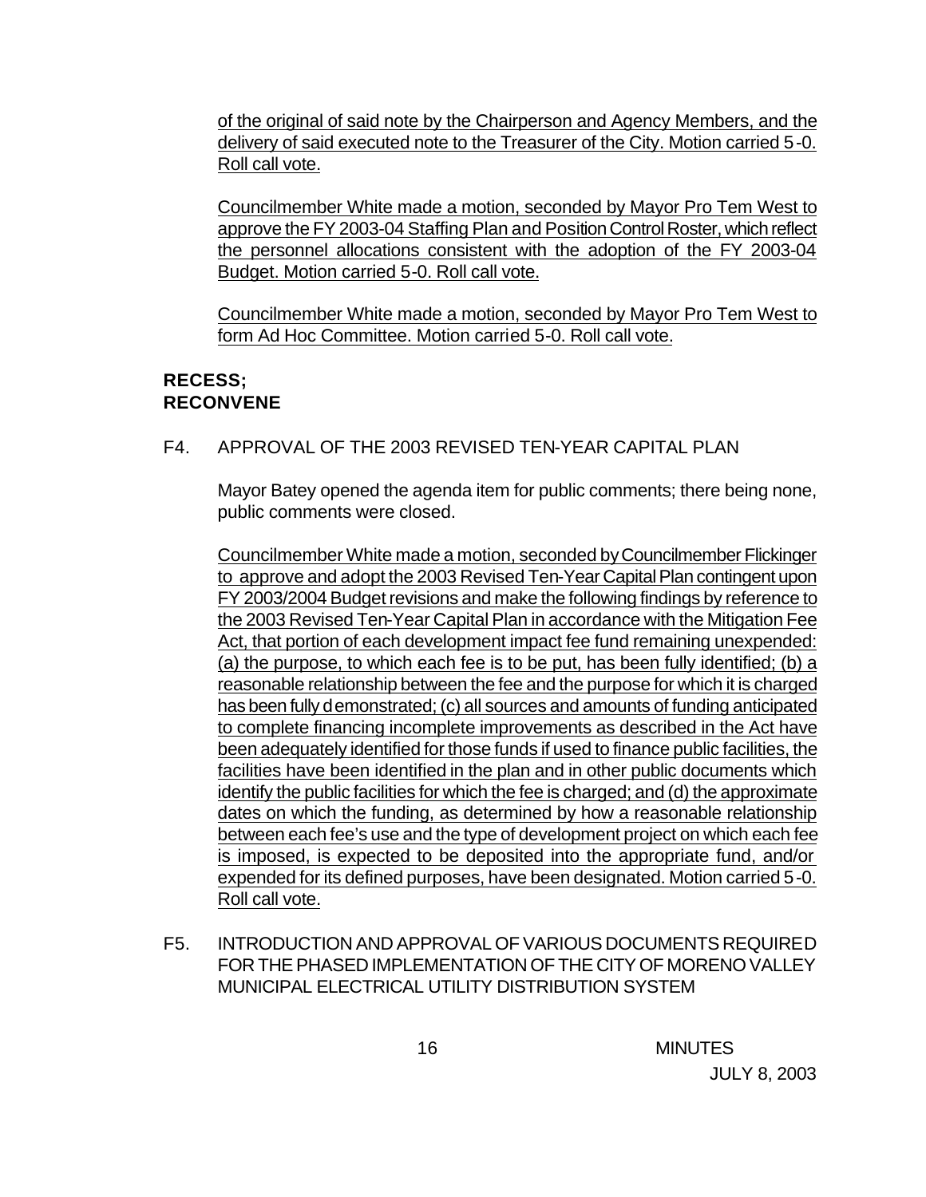of the original of said note by the Chairperson and Agency Members, and the delivery of said executed note to the Treasurer of the City. Motion carried 5-0. Roll call vote.

Councilmember White made a motion, seconded by Mayor Pro Tem West to approve the FY 2003-04 Staffing Plan and Position Control Roster, which reflect the personnel allocations consistent with the adoption of the FY 2003-04 Budget. Motion carried 5-0. Roll call vote.

Councilmember White made a motion, seconded by Mayor Pro Tem West to form Ad Hoc Committee. Motion carried 5-0. Roll call vote.

**RECESS;**
**RECONVENE**

F4. APPROVAL OF THE 2003 REVISED TEN-YEAR CAPITAL PLAN

Mayor Batey opened the agenda item for public comments; there being none, public comments were closed.

Councilmember White made a motion, seconded by Councilmember Flickinger to approve and adopt the 2003 Revised Ten-Year Capital Plan contingent upon FY 2003/2004 Budget revisions and make the following findings by reference to the 2003 Revised Ten-Year Capital Plan in accordance with the Mitigation Fee Act, that portion of each development impact fee fund remaining unexpended: (a) the purpose, to which each fee is to be put, has been fully identified; (b) a reasonable relationship between the fee and the purpose for which it is charged has been fully demonstrated; (c) all sources and amounts of funding anticipated to complete financing incomplete improvements as described in the Act have been adequately identified for those funds if used to finance public facilities, the facilities have been identified in the plan and in other public documents which identify the public facilities for which the fee is charged; and (d) the approximate dates on which the funding, as determined by how a reasonable relationship between each fee's use and the type of development project on which each fee is imposed, is expected to be deposited into the appropriate fund, and/or expended for its defined purposes, have been designated. Motion carried 5-0. Roll call vote.

F5. INTRODUCTION AND APPROVAL OF VARIOUS DOCUMENTS REQUIRED FOR THE PHASED IMPLEMENTATION OF THE CITY OF MORENO VALLEY MUNICIPAL ELECTRICAL UTILITY DISTRIBUTION SYSTEM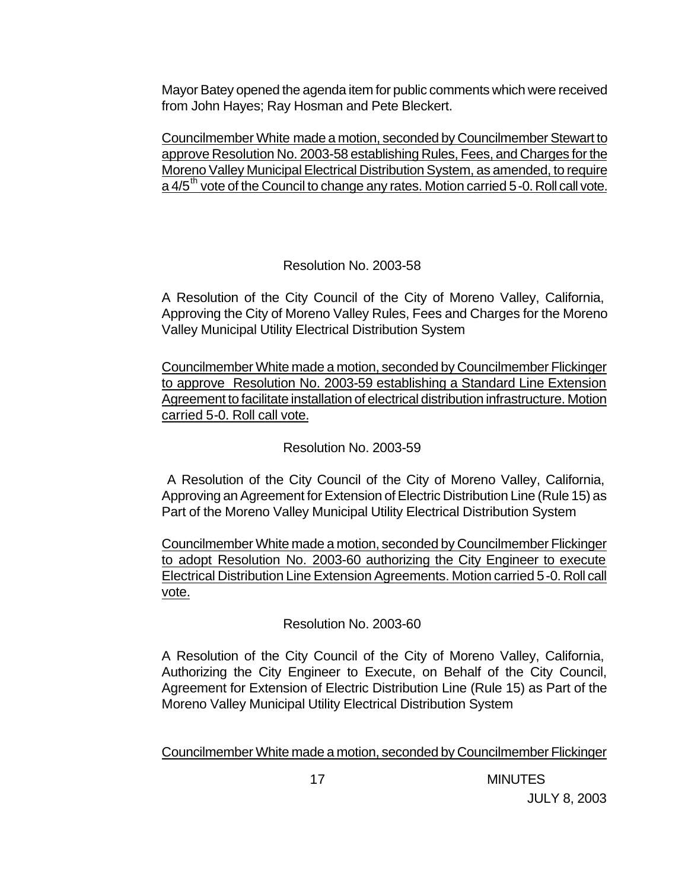Mayor Batey opened the agenda item for public comments which were received from John Hayes; Ray Hosman and Pete Bleckert.

<u>Councilmember White made a motion, seconded by Councilmember Stewart to approve Resolution No. 2003-58 establishing Rules, Fees, and Charges for the Moreno Valley Municipal Electrical Distribution System, as amended, to require a 4/5th vote of the Council to change any rates. Motion carried 5-0. Roll call vote.</u>

Resolution No. 2003-58

A Resolution of the City Council of the City of Moreno Valley, California, Approving the City of Moreno Valley Rules, Fees and Charges for the Moreno Valley Municipal Utility Electrical Distribution System

<u>Councilmember White made a motion, seconded by Councilmember Flickinger to approve Resolution No. 2003-59 establishing a Standard Line Extension Agreement to facilitate installation of electrical distribution infrastructure. Motion carried 5-0. Roll call vote.</u>

Resolution No. 2003-59

A Resolution of the City Council of the City of Moreno Valley, California, Approving an Agreement for Extension of Electric Distribution Line (Rule 15) as Part of the Moreno Valley Municipal Utility Electrical Distribution System

<u>Councilmember White made a motion, seconded by Councilmember Flickinger to adopt Resolution No. 2003-60 authorizing the City Engineer to execute Electrical Distribution Line Extension Agreements. Motion carried 5-0. Roll call vote.</u>

Resolution No. 2003-60

A Resolution of the City Council of the City of Moreno Valley, California, Authorizing the City Engineer to Execute, on Behalf of the City Council, Agreement for Extension of Electric Distribution Line (Rule 15) as Part of the Moreno Valley Municipal Utility Electrical Distribution System

<u>Councilmember White made a motion, seconded by Councilmember Flickinger</u>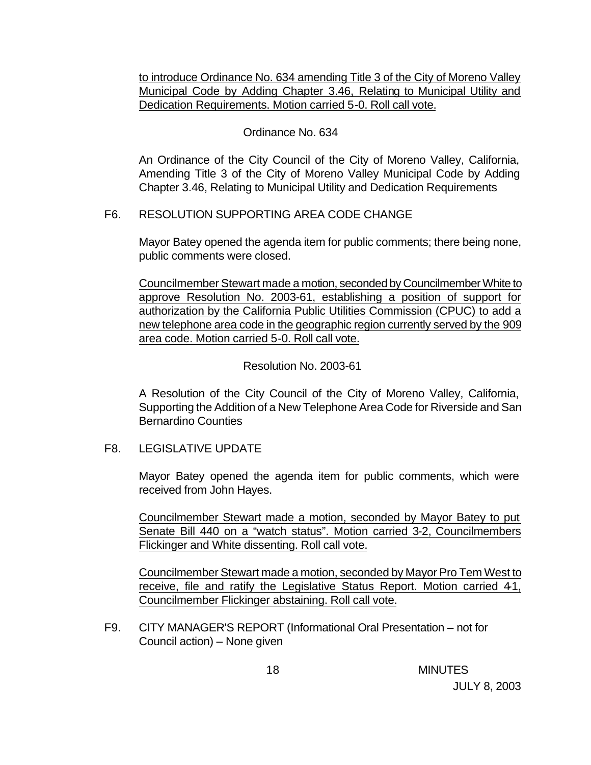to introduce Ordinance No. 634 amending Title 3 of the City of Moreno Valley Municipal Code by Adding Chapter 3.46, Relating to Municipal Utility and Dedication Requirements. Motion carried 5-0. Roll call vote.

Ordinance No. 634

An Ordinance of the City Council of the City of Moreno Valley, California, Amending Title 3 of the City of Moreno Valley Municipal Code by Adding Chapter 3.46, Relating to Municipal Utility and Dedication Requirements

F6. RESOLUTION SUPPORTING AREA CODE CHANGE

Mayor Batey opened the agenda item for public comments; there being none, public comments were closed.

Councilmember Stewart made a motion, seconded by Councilmember White to approve Resolution No. 2003-61, establishing a position of support for authorization by the California Public Utilities Commission (CPUC) to add a new telephone area code in the geographic region currently served by the 909 area code. Motion carried 5-0. Roll call vote.

Resolution No. 2003-61

A Resolution of the City Council of the City of Moreno Valley, California, Supporting the Addition of a New Telephone Area Code for Riverside and San Bernardino Counties

F8. LEGISLATIVE UPDATE

Mayor Batey opened the agenda item for public comments, which were received from John Hayes.

Councilmember Stewart made a motion, seconded by Mayor Batey to put Senate Bill 440 on a "watch status". Motion carried 3-2, Councilmembers Flickinger and White dissenting. Roll call vote.

Councilmember Stewart made a motion, seconded by Mayor Pro Tem West to receive, file and ratify the Legislative Status Report. Motion carried 4-1, Councilmember Flickinger abstaining. Roll call vote.

F9. CITY MANAGER'S REPORT (Informational Oral Presentation – not for Council action) – None given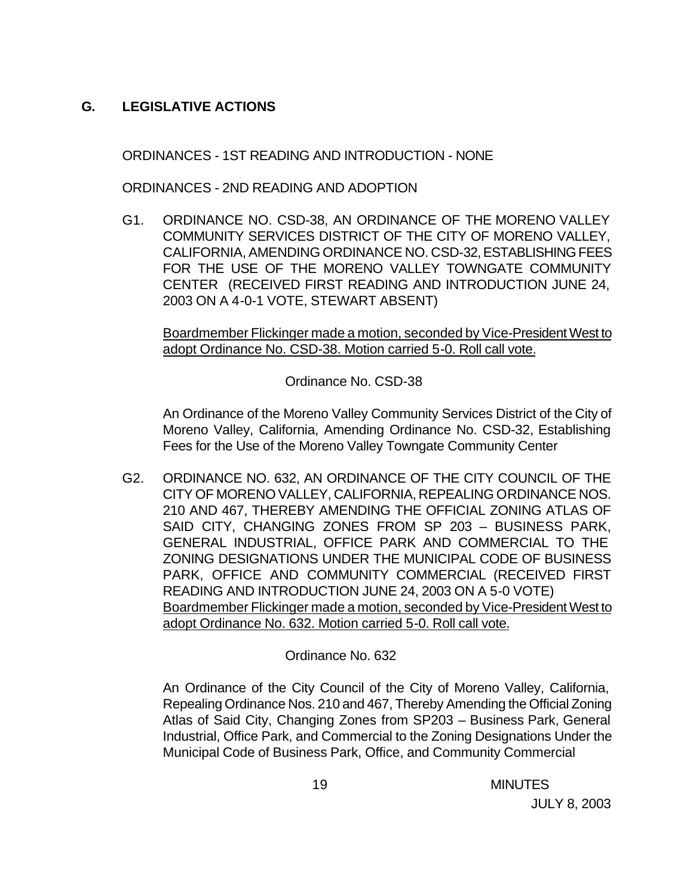## G. LEGISLATIVE ACTIONS

ORDINANCES - 1ST READING AND INTRODUCTION - NONE

ORDINANCES - 2ND READING AND ADOPTION

G1. ORDINANCE NO. CSD-38, AN ORDINANCE OF THE MORENO VALLEY COMMUNITY SERVICES DISTRICT OF THE CITY OF MORENO VALLEY, CALIFORNIA, AMENDING ORDINANCE NO. CSD-32, ESTABLISHING FEES FOR THE USE OF THE MORENO VALLEY TOWNGATE COMMUNITY CENTER (RECEIVED FIRST READING AND INTRODUCTION JUNE 24, 2003 ON A 4-0-1 VOTE, STEWART ABSENT)

Boardmember Flickinger made a motion, seconded by Vice-President West to adopt Ordinance No. CSD-38. Motion carried 5-0. Roll call vote.

Ordinance No. CSD-38

An Ordinance of the Moreno Valley Community Services District of the City of Moreno Valley, California, Amending Ordinance No. CSD-32, Establishing Fees for the Use of the Moreno Valley Towngate Community Center

G2. ORDINANCE NO. 632, AN ORDINANCE OF THE CITY COUNCIL OF THE CITY OF MORENO VALLEY, CALIFORNIA, REPEALING ORDINANCE NOS. 210 AND 467, THEREBY AMENDING THE OFFICIAL ZONING ATLAS OF SAID CITY, CHANGING ZONES FROM SP 203 – BUSINESS PARK, GENERAL INDUSTRIAL, OFFICE PARK AND COMMERCIAL TO THE ZONING DESIGNATIONS UNDER THE MUNICIPAL CODE OF BUSINESS PARK, OFFICE AND COMMUNITY COMMERCIAL (RECEIVED FIRST READING AND INTRODUCTION JUNE 24, 2003 ON A 5-0 VOTE)

Boardmember Flickinger made a motion, seconded by Vice-President West to adopt Ordinance No. 632. Motion carried 5-0. Roll call vote.

Ordinance No. 632

An Ordinance of the City Council of the City of Moreno Valley, California, Repealing Ordinance Nos. 210 and 467, Thereby Amending the Official Zoning Atlas of Said City, Changing Zones from SP203 – Business Park, General Industrial, Office Park, and Commercial to the Zoning Designations Under the Municipal Code of Business Park, Office, and Community Commercial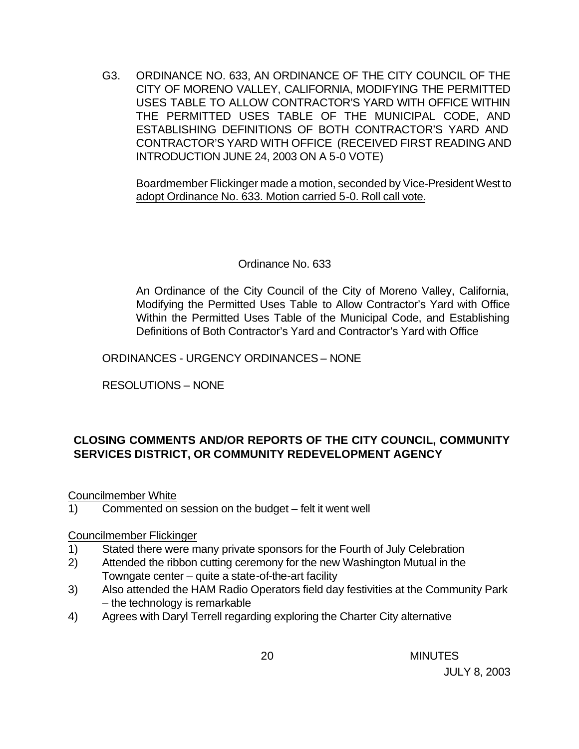G3. ORDINANCE NO. 633, AN ORDINANCE OF THE CITY COUNCIL OF THE CITY OF MORENO VALLEY, CALIFORNIA, MODIFYING THE PERMITTED USES TABLE TO ALLOW CONTRACTOR'S YARD WITH OFFICE WITHIN THE PERMITTED USES TABLE OF THE MUNICIPAL CODE, AND ESTABLISHING DEFINITIONS OF BOTH CONTRACTOR'S YARD AND CONTRACTOR'S YARD WITH OFFICE (RECEIVED FIRST READING AND INTRODUCTION JUNE 24, 2003 ON A 5-0 VOTE)

Boardmember Flickinger made a motion, seconded by Vice-President West to adopt Ordinance No. 633. Motion carried 5-0. Roll call vote.

Ordinance No. 633

An Ordinance of the City Council of the City of Moreno Valley, California, Modifying the Permitted Uses Table to Allow Contractor's Yard with Office Within the Permitted Uses Table of the Municipal Code, and Establishing Definitions of Both Contractor's Yard and Contractor's Yard with Office

ORDINANCES - URGENCY ORDINANCES – NONE

RESOLUTIONS – NONE

**CLOSING COMMENTS AND/OR REPORTS OF THE CITY COUNCIL, COMMUNITY SERVICES DISTRICT, OR COMMUNITY REDEVELOPMENT AGENCY**

Councilmember White

1) Commented on session on the budget – felt it went well

Councilmember Flickinger

1) Stated there were many private sponsors for the Fourth of July Celebration
2) Attended the ribbon cutting ceremony for the new Washington Mutual in the Towngate center – quite a state-of-the-art facility
3) Also attended the HAM Radio Operators field day festivities at the Community Park – the technology is remarkable
4) Agrees with Daryl Terrell regarding exploring the Charter City alternative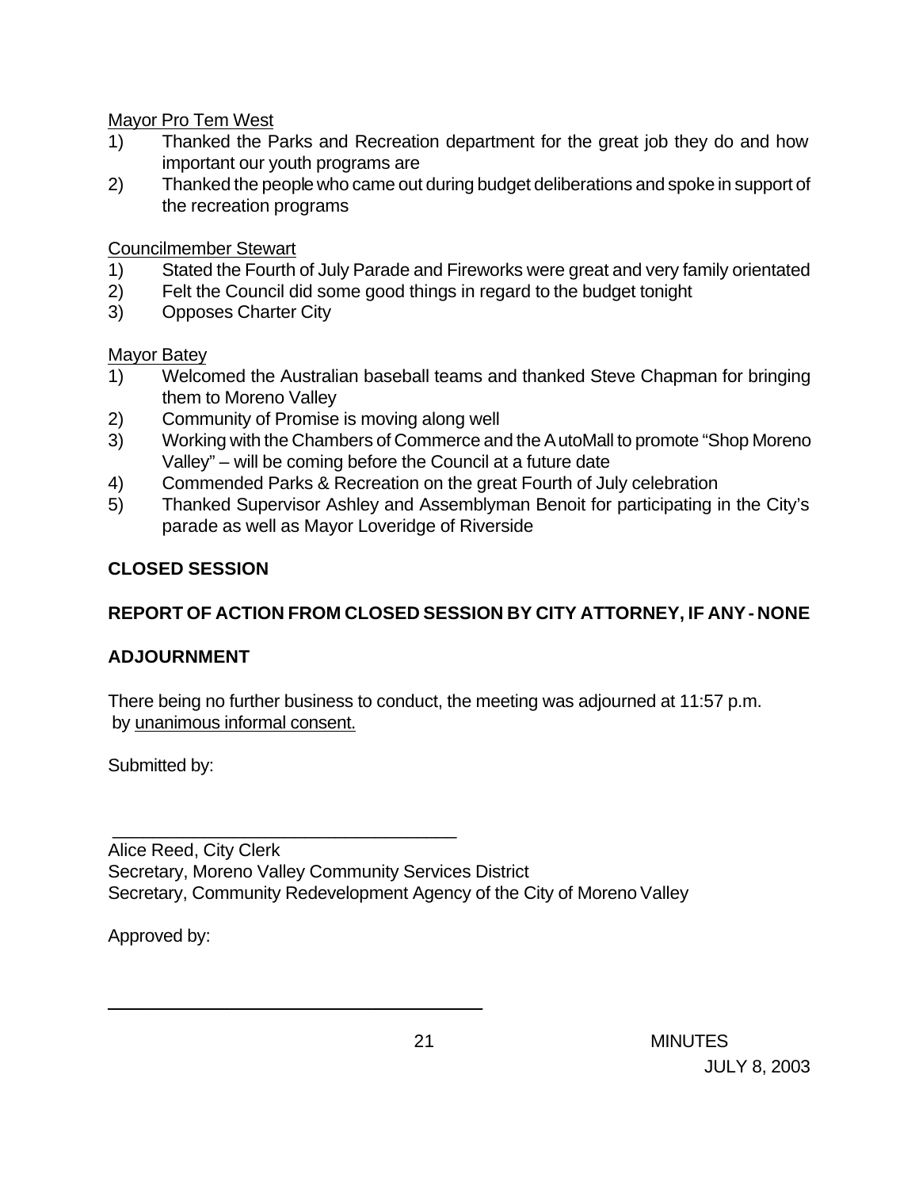Mayor Pro Tem West

1) Thanked the Parks and Recreation department for the great job they do and how important our youth programs are
2) Thanked the people who came out during budget deliberations and spoke in support of the recreation programs

Councilmember Stewart

1) Stated the Fourth of July Parade and Fireworks were great and very family orientated
2) Felt the Council did some good things in regard to the budget tonight
3) Opposes Charter City

Mayor Batey

1) Welcomed the Australian baseball teams and thanked Steve Chapman for bringing them to Moreno Valley
2) Community of Promise is moving along well
3) Working with the Chambers of Commerce and the AutoMall to promote "Shop Moreno Valley" – will be coming before the Council at a future date
4) Commended Parks & Recreation on the great Fourth of July celebration
5) Thanked Supervisor Ashley and Assemblyman Benoit for participating in the City's parade as well as Mayor Loveridge of Riverside

**CLOSED SESSION**

**REPORT OF ACTION FROM CLOSED SESSION BY CITY ATTORNEY, IF ANY - NONE**

**ADJOURNMENT**

There being no further business to conduct, the meeting was adjourned at 11:57 p.m. by unanimous informal consent.

Submitted by:

\_\_\_\_\_\_\_\_\_\_\_\_\_\_\_\_\_\_\_\_\_\_\_\_\_\_\_\_\_\_\_\_\_\_\_\_

Alice Reed, City Clerk
Secretary, Moreno Valley Community Services District
Secretary, Community Redevelopment Agency of the City of Moreno Valley

Approved by:

\_\_\_\_\_\_\_\_\_\_\_\_\_\_\_\_\_\_\_\_\_\_\_\_\_\_\_\_\_\_\_\_\_\_\_\_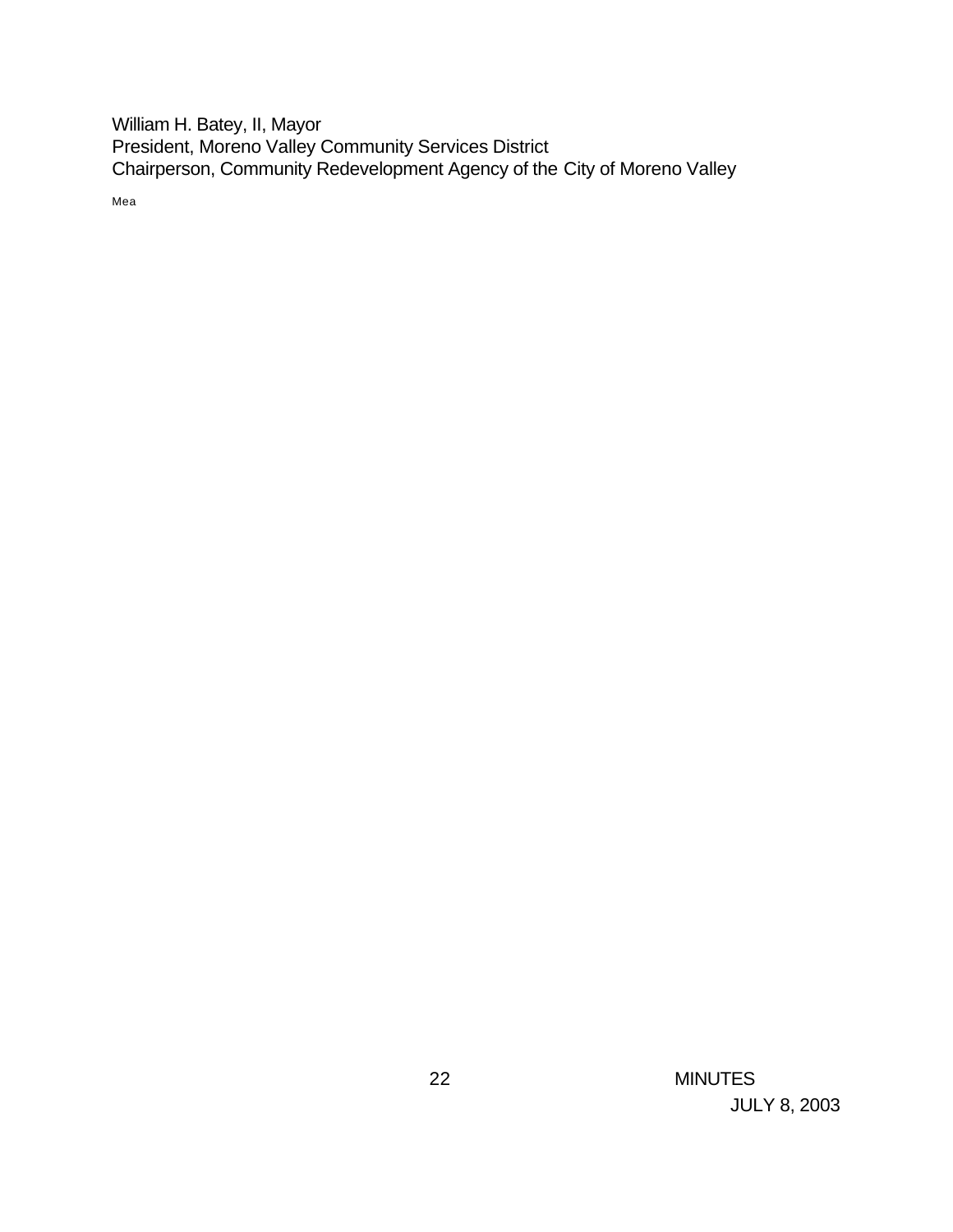William H. Batey, II, Mayor
President, Moreno Valley Community Services District
Chairperson, Community Redevelopment Agency of the City of Moreno Valley

Mea